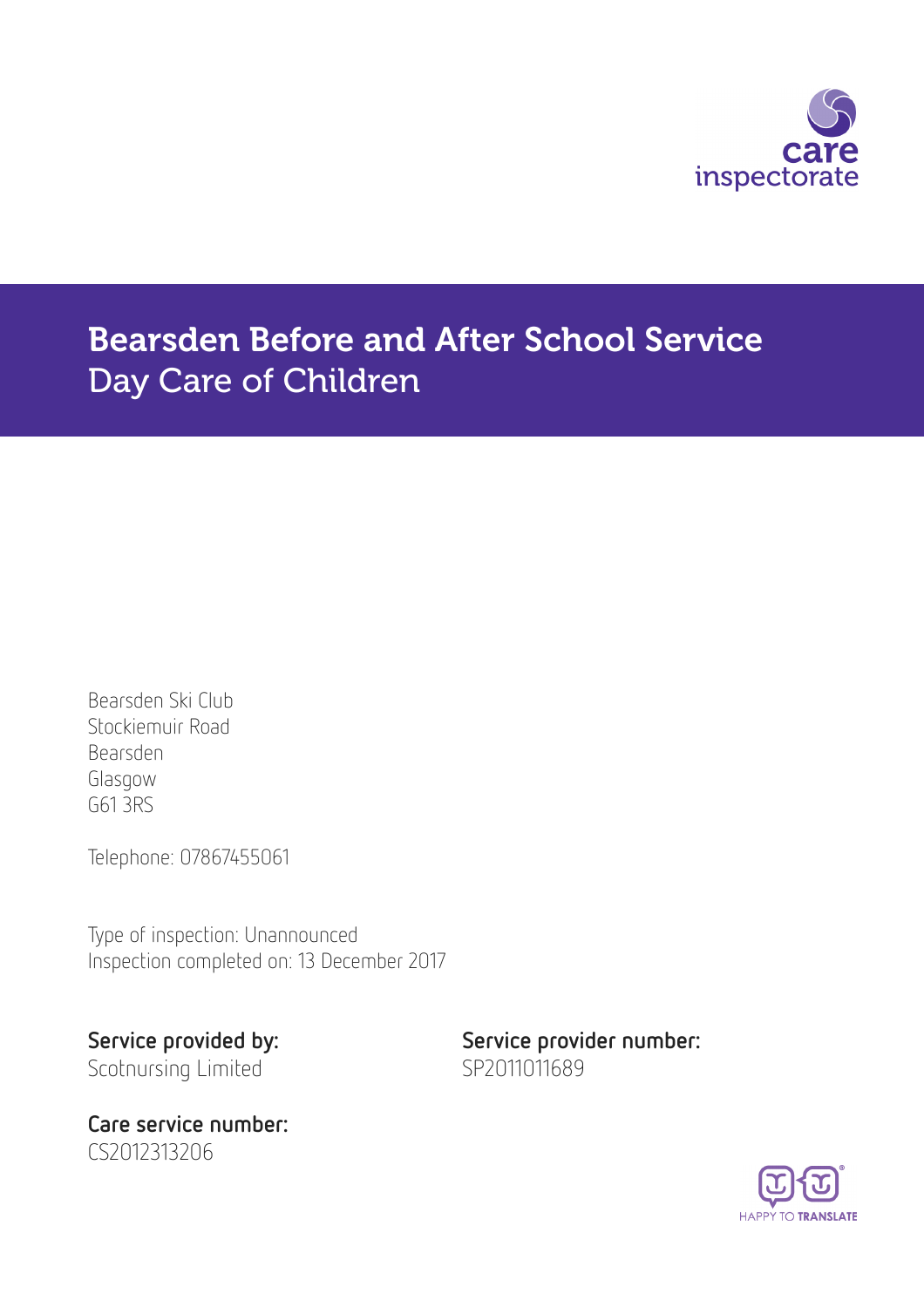# Bearsden Before and After School Service
## Day Care of Children

Bearsden Ski Club
Stockiemuir Road
Bearsden
Glasgow
G61 3RS

Telephone: 07867455061

Type of inspection: Unannounced
Inspection completed on: 13 December 2017

**Service provided by:**
Scotnursing Limited

**Service provider number:**
SP2011011689

**Care service number:**
CS2012313206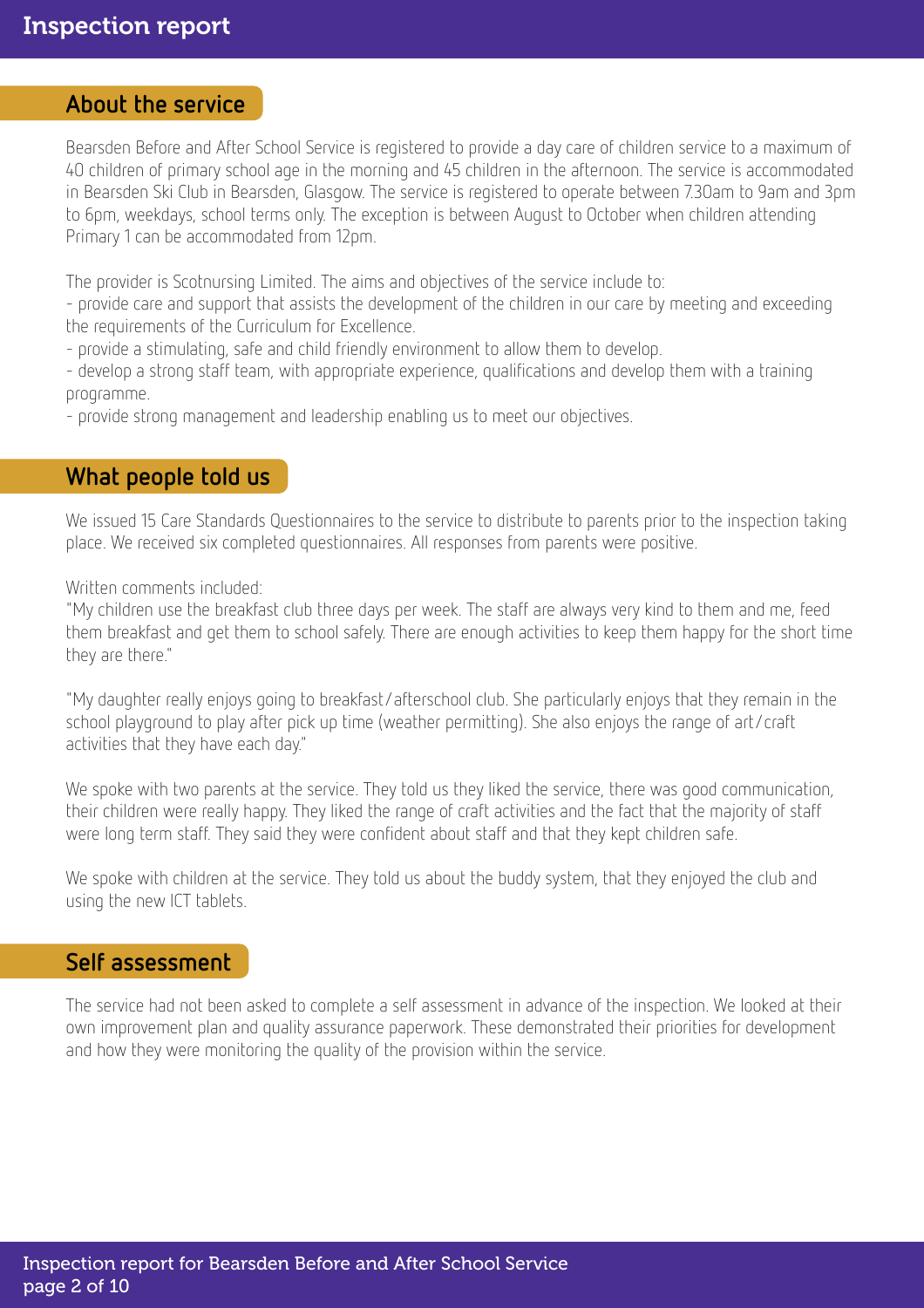## About the service

Bearsden Before and After School Service is registered to provide a day care of children service to a maximum of 40 children of primary school age in the morning and 45 children in the afternoon. The service is accommodated in Bearsden Ski Club in Bearsden, Glasgow. The service is registered to operate between 7.30am to 9am and 3pm to 6pm, weekdays, school terms only. The exception is between August to October when children attending Primary 1 can be accommodated from 12pm.

The provider is Scotnursing Limited. The aims and objectives of the service include to:
- provide care and support that assists the development of the children in our care by meeting and exceeding the requirements of the Curriculum for Excellence.
- provide a stimulating, safe and child friendly environment to allow them to develop.
- develop a strong staff team, with appropriate experience, qualifications and develop them with a training programme.
- provide strong management and leadership enabling us to meet our objectives.

## What people told us

We issued 15 Care Standards Questionnaires to the service to distribute to parents prior to the inspection taking place. We received six completed questionnaires. All responses from parents were positive.

Written comments included:
"My children use the breakfast club three days per week. The staff are always very kind to them and me, feed them breakfast and get them to school safely. There are enough activities to keep them happy for the short time they are there."

"My daughter really enjoys going to breakfast/afterschool club. She particularly enjoys that they remain in the school playground to play after pick up time (weather permitting). She also enjoys the range of art/craft activities that they have each day."

We spoke with two parents at the service. They told us they liked the service, there was good communication, their children were really happy. They liked the range of craft activities and the fact that the majority of staff were long term staff. They said they were confident about staff and that they kept children safe.

We spoke with children at the service. They told us about the buddy system, that they enjoyed the club and using the new ICT tablets.

## Self assessment

The service had not been asked to complete a self assessment in advance of the inspection. We looked at their own improvement plan and quality assurance paperwork. These demonstrated their priorities for development and how they were monitoring the quality of the provision within the service.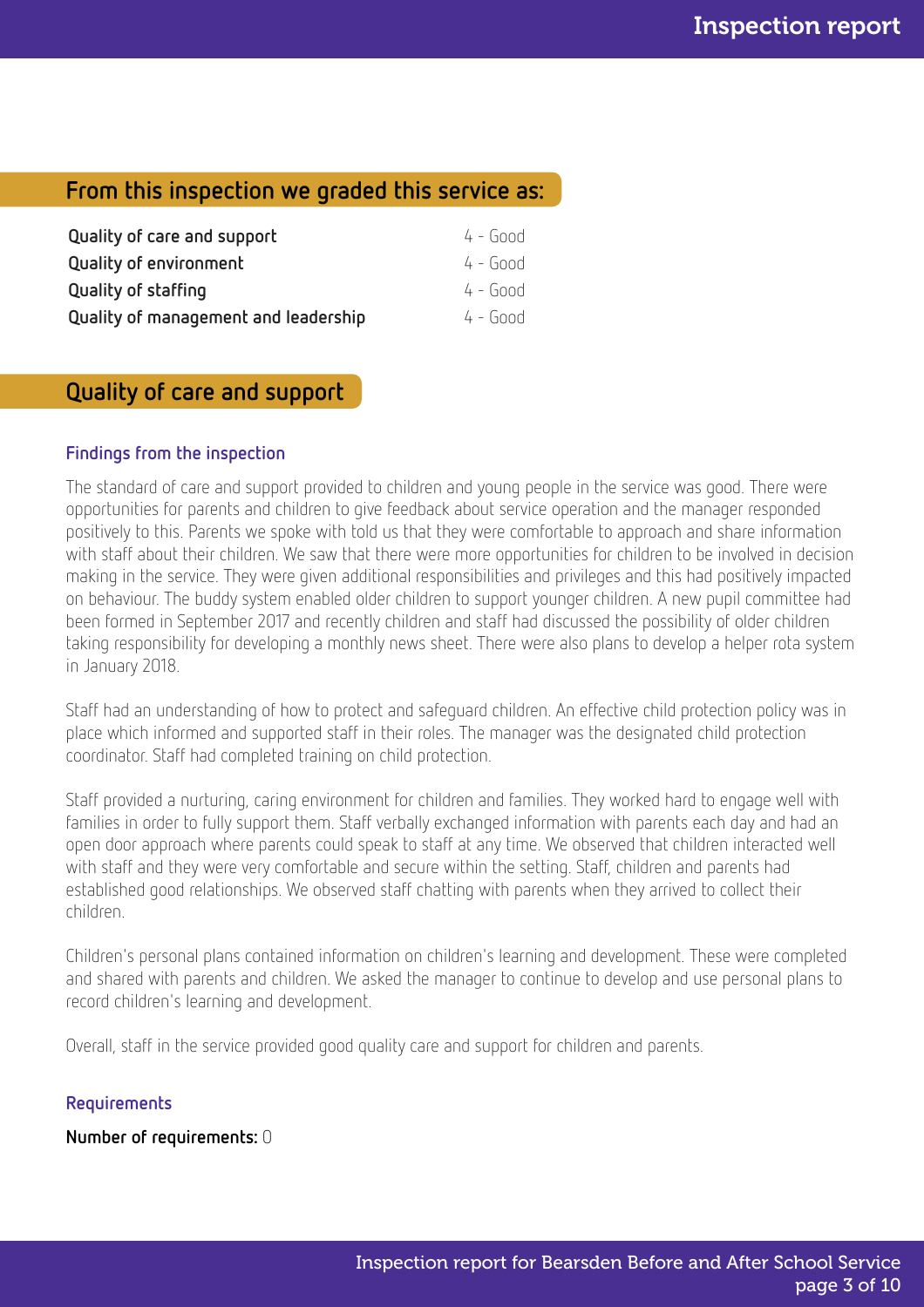## From this inspection we graded this service as:

| | |
|---|---|
| **Quality of care and support** | 4 - Good |
| **Quality of environment** | 4 - Good |
| **Quality of staffing** | 4 - Good |
| **Quality of management and leadership** | 4 - Good |

## Quality of care and support

### Findings from the inspection

The standard of care and support provided to children and young people in the service was good. There were opportunities for parents and children to give feedback about service operation and the manager responded positively to this. Parents we spoke with told us that they were comfortable to approach and share information with staff about their children. We saw that there were more opportunities for children to be involved in decision making in the service. They were given additional responsibilities and privileges and this had positively impacted on behaviour. The buddy system enabled older children to support younger children. A new pupil committee had been formed in September 2017 and recently children and staff had discussed the possibility of older children taking responsibility for developing a monthly news sheet. There were also plans to develop a helper rota system in January 2018.

Staff had an understanding of how to protect and safeguard children. An effective child protection policy was in place which informed and supported staff in their roles. The manager was the designated child protection coordinator. Staff had completed training on child protection.

Staff provided a nurturing, caring environment for children and families. They worked hard to engage well with families in order to fully support them. Staff verbally exchanged information with parents each day and had an open door approach where parents could speak to staff at any time. We observed that children interacted well with staff and they were very comfortable and secure within the setting. Staff, children and parents had established good relationships. We observed staff chatting with parents when they arrived to collect their children.

Children's personal plans contained information on children's learning and development. These were completed and shared with parents and children. We asked the manager to continue to develop and use personal plans to record children's learning and development.

Overall, staff in the service provided good quality care and support for children and parents.

### Requirements

**Number of requirements:** 0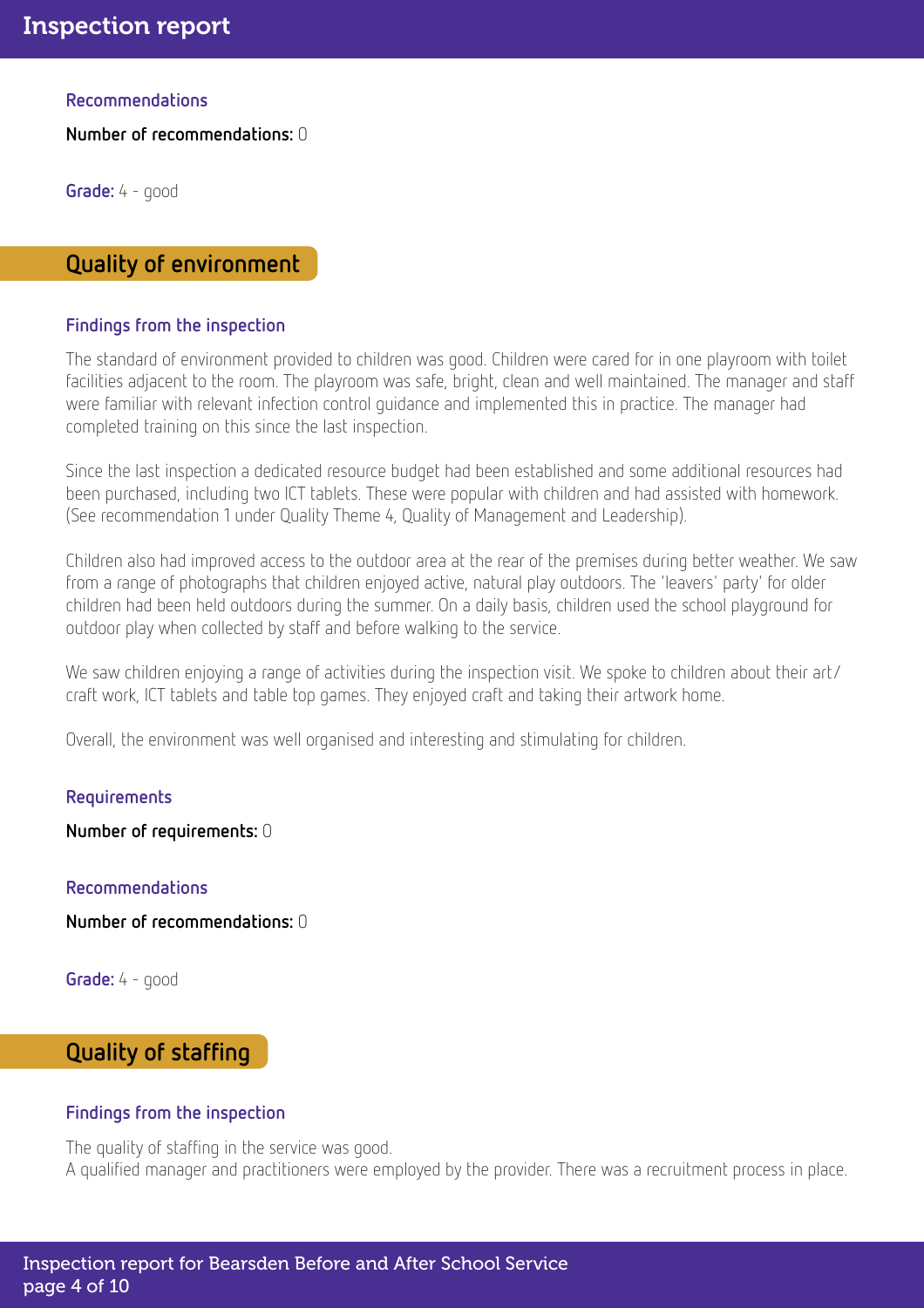### Recommendations

**Number of recommendations:** 0

**Grade:** 4 - good

## Quality of environment

### Findings from the inspection

The standard of environment provided to children was good. Children were cared for in one playroom with toilet facilities adjacent to the room. The playroom was safe, bright, clean and well maintained. The manager and staff were familiar with relevant infection control guidance and implemented this in practice. The manager had completed training on this since the last inspection.

Since the last inspection a dedicated resource budget had been established and some additional resources had been purchased, including two ICT tablets. These were popular with children and had assisted with homework. (See recommendation 1 under Quality Theme 4, Quality of Management and Leadership).

Children also had improved access to the outdoor area at the rear of the premises during better weather. We saw from a range of photographs that children enjoyed active, natural play outdoors. The 'leavers' party' for older children had been held outdoors during the summer. On a daily basis, children used the school playground for outdoor play when collected by staff and before walking to the service.

We saw children enjoying a range of activities during the inspection visit. We spoke to children about their art/craft work, ICT tablets and table top games. They enjoyed craft and taking their artwork home.

Overall, the environment was well organised and interesting and stimulating for children.

### Requirements

**Number of requirements:** 0

### Recommendations

**Number of recommendations:** 0

**Grade:** 4 - good

## Quality of staffing

### Findings from the inspection

The quality of staffing in the service was good.
A qualified manager and practitioners were employed by the provider. There was a recruitment process in place.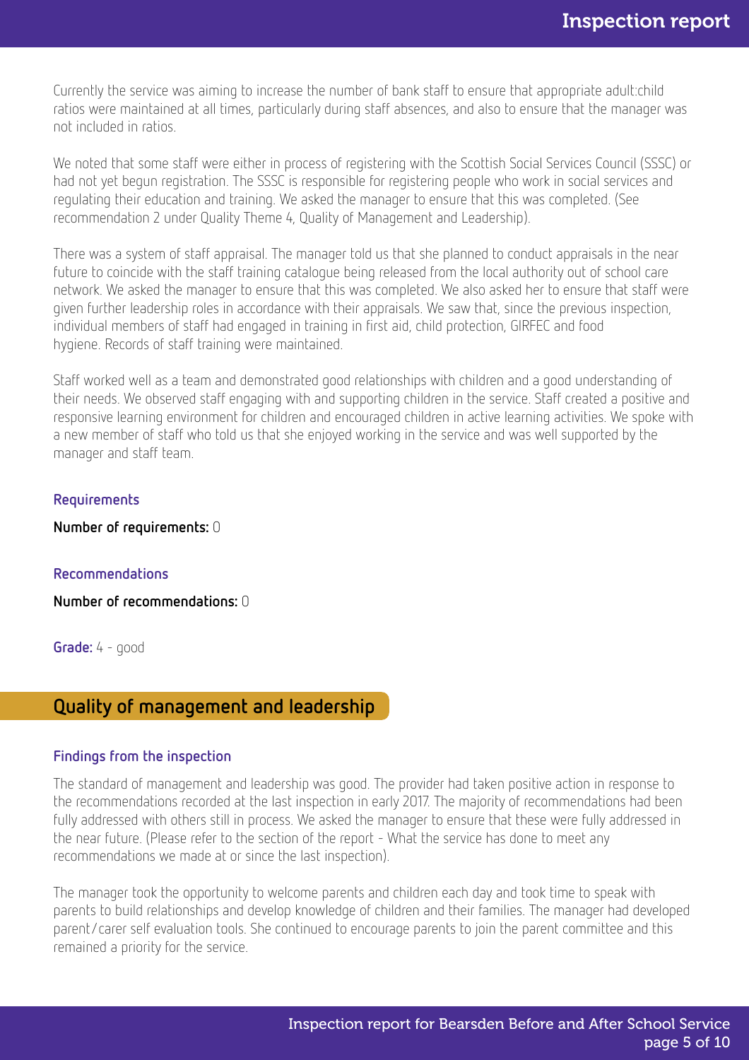Currently the service was aiming to increase the number of bank staff to ensure that appropriate adult:child ratios were maintained at all times, particularly during staff absences, and also to ensure that the manager was not included in ratios.

We noted that some staff were either in process of registering with the Scottish Social Services Council (SSSC) or had not yet begun registration. The SSSC is responsible for registering people who work in social services and regulating their education and training. We asked the manager to ensure that this was completed. (See recommendation 2 under Quality Theme 4, Quality of Management and Leadership).

There was a system of staff appraisal. The manager told us that she planned to conduct appraisals in the near future to coincide with the staff training catalogue being released from the local authority out of school care network. We asked the manager to ensure that this was completed. We also asked her to ensure that staff were given further leadership roles in accordance with their appraisals. We saw that, since the previous inspection, individual members of staff had engaged in training in first aid, child protection, GIRFEC and food hygiene. Records of staff training were maintained.

Staff worked well as a team and demonstrated good relationships with children and a good understanding of their needs. We observed staff engaging with and supporting children in the service. Staff created a positive and responsive learning environment for children and encouraged children in active learning activities. We spoke with a new member of staff who told us that she enjoyed working in the service and was well supported by the manager and staff team.

### Requirements

**Number of requirements:** 0

### Recommendations

**Number of recommendations:** 0

**Grade:** 4 - good

## Quality of management and leadership

### Findings from the inspection

The standard of management and leadership was good. The provider had taken positive action in response to the recommendations recorded at the last inspection in early 2017. The majority of recommendations had been fully addressed with others still in process. We asked the manager to ensure that these were fully addressed in the near future. (Please refer to the section of the report - What the service has done to meet any recommendations we made at or since the last inspection).

The manager took the opportunity to welcome parents and children each day and took time to speak with parents to build relationships and develop knowledge of children and their families. The manager had developed parent/carer self evaluation tools. She continued to encourage parents to join the parent committee and this remained a priority for the service.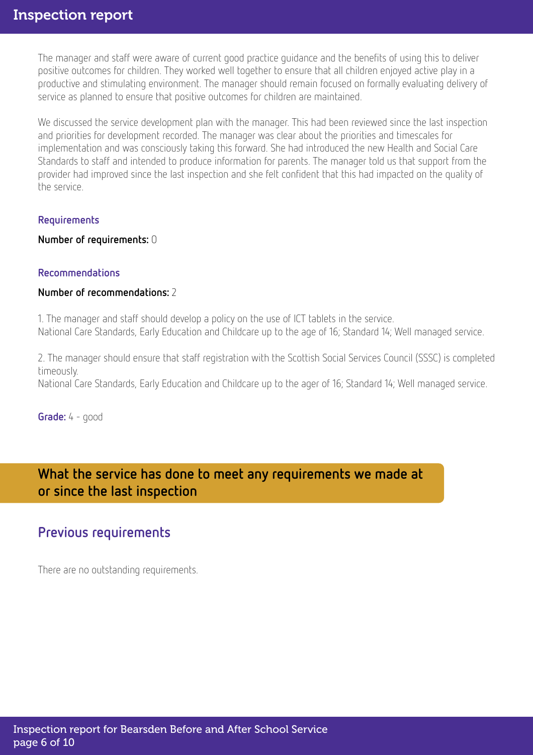The manager and staff were aware of current good practice guidance and the benefits of using this to deliver positive outcomes for children. They worked well together to ensure that all children enjoyed active play in a productive and stimulating environment. The manager should remain focused on formally evaluating delivery of service as planned to ensure that positive outcomes for children are maintained.

We discussed the service development plan with the manager. This had been reviewed since the last inspection and priorities for development recorded. The manager was clear about the priorities and timescales for implementation and was consciously taking this forward. She had introduced the new Health and Social Care Standards to staff and intended to produce information for parents. The manager told us that support from the provider had improved since the last inspection and she felt confident that this had impacted on the quality of the service.

### Requirements

**Number of requirements:** 0

### Recommendations

**Number of recommendations:** 2

1. The manager and staff should develop a policy on the use of ICT tablets in the service.
National Care Standards, Early Education and Childcare up to the age of 16; Standard 14; Well managed service.

2. The manager should ensure that staff registration with the Scottish Social Services Council (SSSC) is completed timeously.
National Care Standards, Early Education and Childcare up to the ager of 16; Standard 14; Well managed service.

**Grade:** 4 - good

## What the service has done to meet any requirements we made at or since the last inspection

## Previous requirements

There are no outstanding requirements.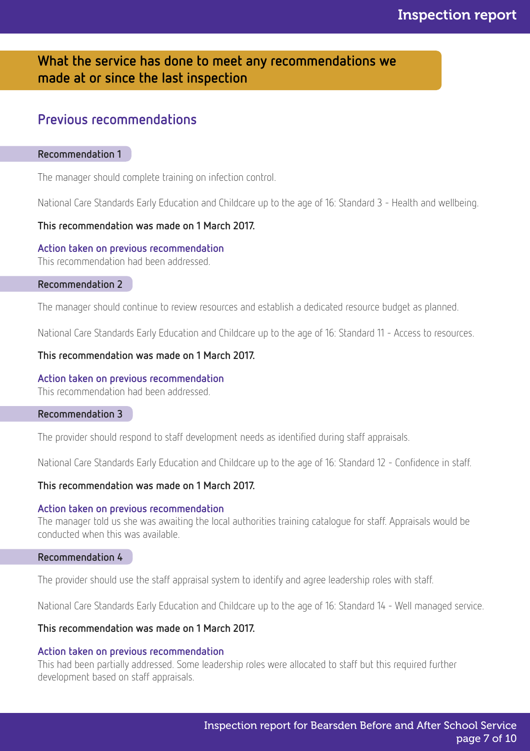## What the service has done to meet any recommendations we made at or since the last inspection

### Previous recommendations

#### Recommendation 1

The manager should complete training on infection control.

National Care Standards Early Education and Childcare up to the age of 16: Standard 3 - Health and wellbeing.

**This recommendation was made on 1 March 2017.**

**Action taken on previous recommendation**
This recommendation had been addressed.

#### Recommendation 2

The manager should continue to review resources and establish a dedicated resource budget as planned.

National Care Standards Early Education and Childcare up to the age of 16: Standard 11 - Access to resources.

**This recommendation was made on 1 March 2017.**

**Action taken on previous recommendation**
This recommendation had been addressed.

#### Recommendation 3

The provider should respond to staff development needs as identified during staff appraisals.

National Care Standards Early Education and Childcare up to the age of 16: Standard 12 - Confidence in staff.

**This recommendation was made on 1 March 2017.**

**Action taken on previous recommendation**
The manager told us she was awaiting the local authorities training catalogue for staff. Appraisals would be conducted when this was available.

#### Recommendation 4

The provider should use the staff appraisal system to identify and agree leadership roles with staff.

National Care Standards Early Education and Childcare up to the age of 16: Standard 14 - Well managed service.

**This recommendation was made on 1 March 2017.**

**Action taken on previous recommendation**
This had been partially addressed. Some leadership roles were allocated to staff but this required further development based on staff appraisals.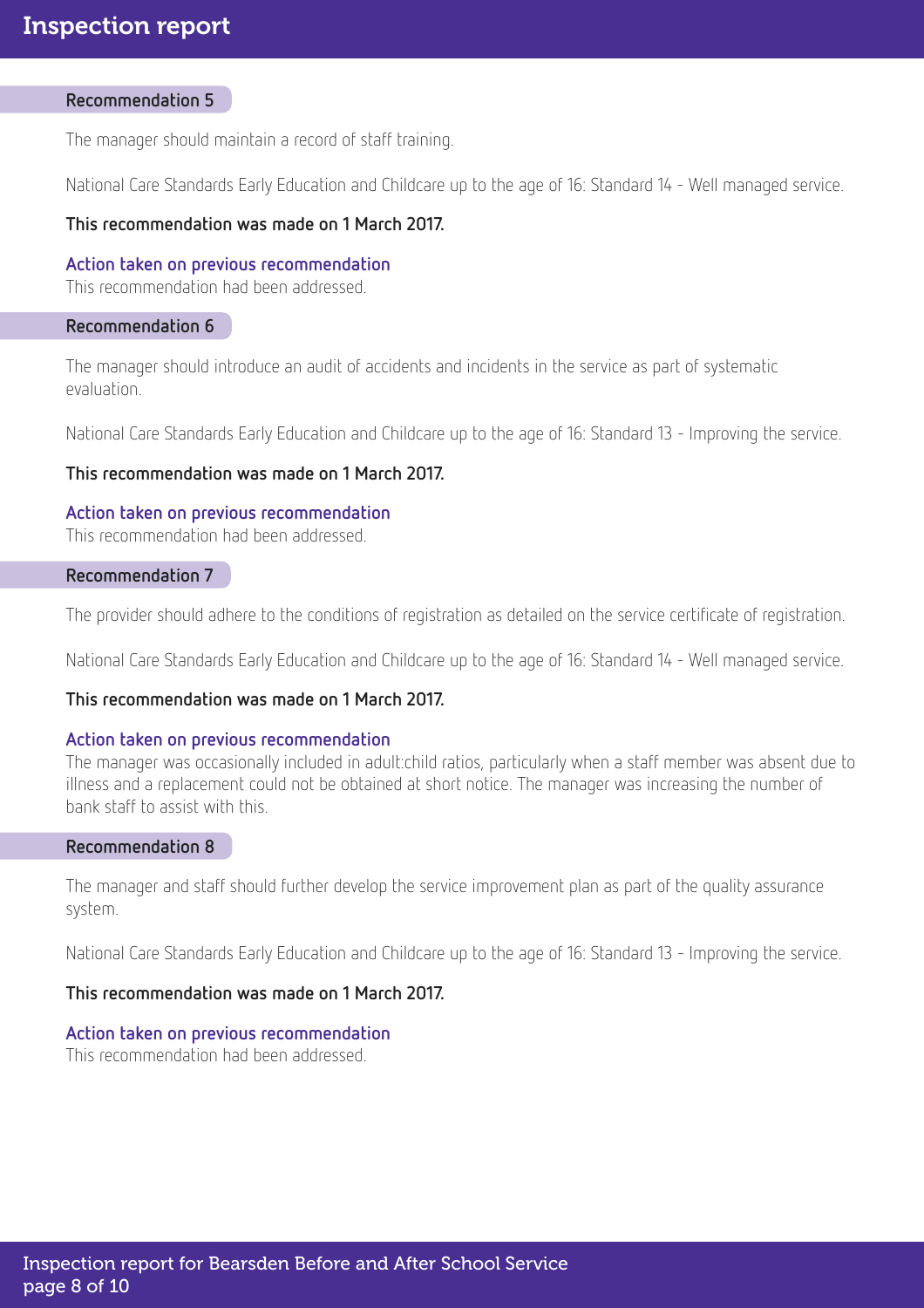### Recommendation 5

The manager should maintain a record of staff training.

National Care Standards Early Education and Childcare up to the age of 16: Standard 14 - Well managed service.

**This recommendation was made on 1 March 2017.**

**Action taken on previous recommendation**
This recommendation had been addressed.

### Recommendation 6

The manager should introduce an audit of accidents and incidents in the service as part of systematic evaluation.

National Care Standards Early Education and Childcare up to the age of 16: Standard 13 - Improving the service.

**This recommendation was made on 1 March 2017.**

**Action taken on previous recommendation**
This recommendation had been addressed.

### Recommendation 7

The provider should adhere to the conditions of registration as detailed on the service certificate of registration.

National Care Standards Early Education and Childcare up to the age of 16: Standard 14 - Well managed service.

**This recommendation was made on 1 March 2017.**

**Action taken on previous recommendation**
The manager was occasionally included in adult:child ratios, particularly when a staff member was absent due to illness and a replacement could not be obtained at short notice. The manager was increasing the number of bank staff to assist with this.

### Recommendation 8

The manager and staff should further develop the service improvement plan as part of the quality assurance system.

National Care Standards Early Education and Childcare up to the age of 16: Standard 13 - Improving the service.

**This recommendation was made on 1 March 2017.**

**Action taken on previous recommendation**
This recommendation had been addressed.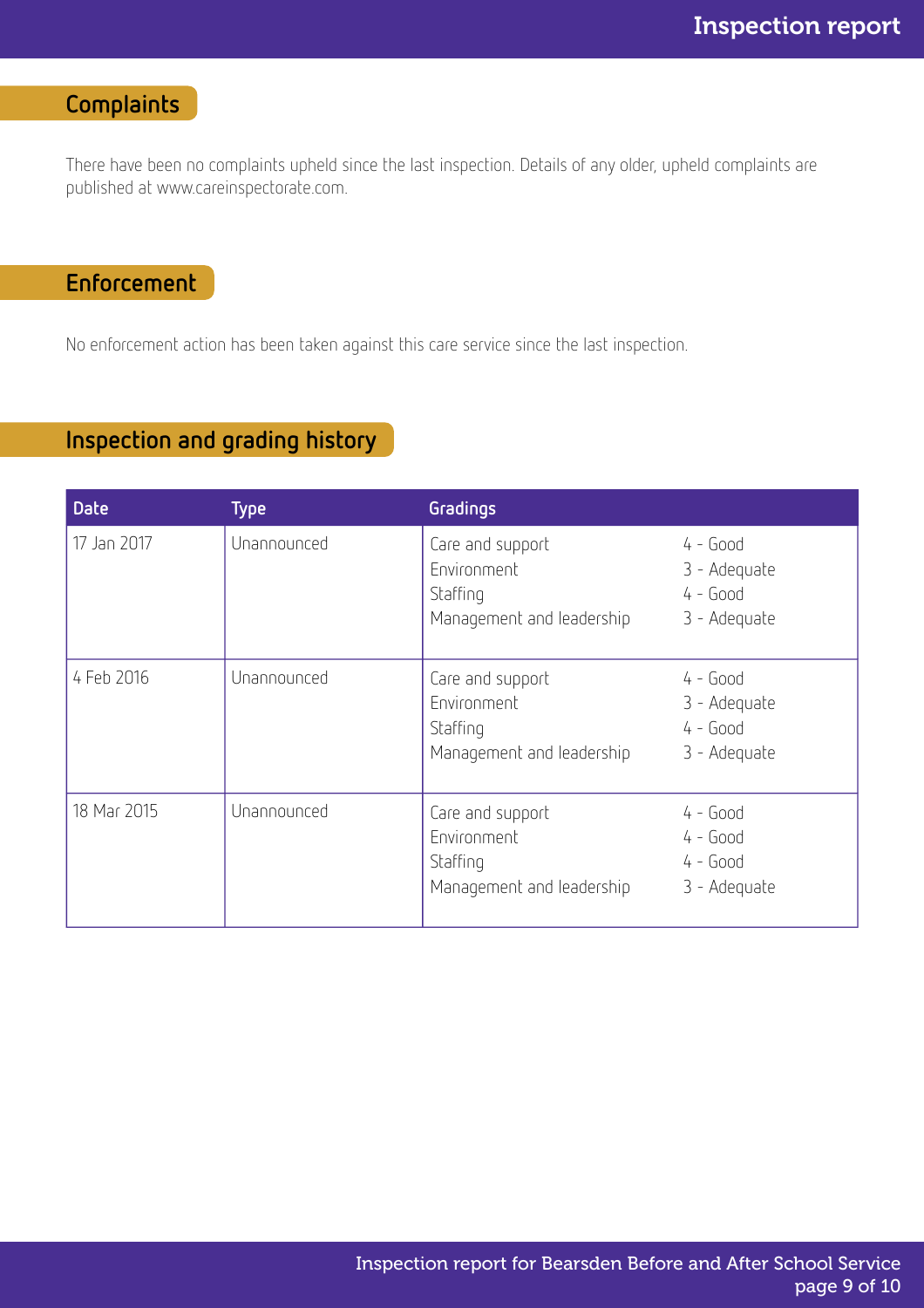## Complaints

There have been no complaints upheld since the last inspection. Details of any older, upheld complaints are published at www.careinspectorate.com.

## Enforcement

No enforcement action has been taken against this care service since the last inspection.

## Inspection and grading history

| Date | Type | Gradings | |
|---|---|---|---|
| 17 Jan 2017 | Unannounced | Care and support<br>Environment<br>Staffing<br>Management and leadership | 4 - Good<br>3 - Adequate<br>4 - Good<br>3 - Adequate |
| 4 Feb 2016 | Unannounced | Care and support<br>Environment<br>Staffing<br>Management and leadership | 4 - Good<br>3 - Adequate<br>4 - Good<br>3 - Adequate |
| 18 Mar 2015 | Unannounced | Care and support<br>Environment<br>Staffing<br>Management and leadership | 4 - Good<br>4 - Good<br>4 - Good<br>3 - Adequate |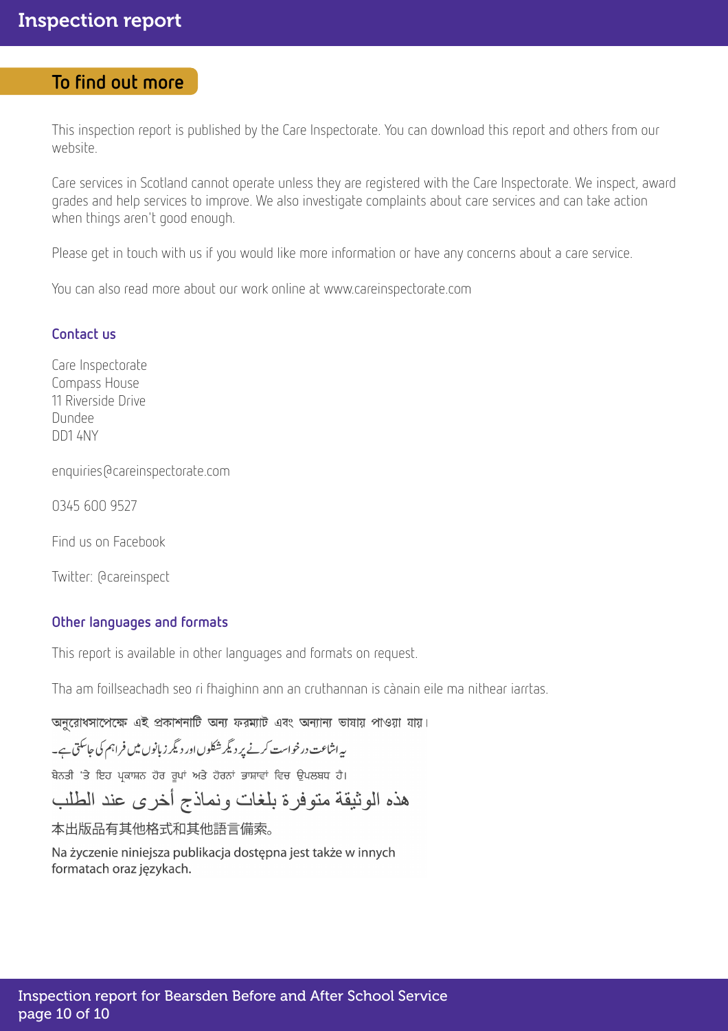## To find out more

This inspection report is published by the Care Inspectorate. You can download this report and others from our website.

Care services in Scotland cannot operate unless they are registered with the Care Inspectorate. We inspect, award grades and help services to improve. We also investigate complaints about care services and can take action when things aren't good enough.

Please get in touch with us if you would like more information or have any concerns about a care service.

You can also read more about our work online at www.careinspectorate.com

### Contact us

Care Inspectorate
Compass House
11 Riverside Drive
Dundee
DD1 4NY

enquiries@careinspectorate.com

0345 600 9527

Find us on Facebook

Twitter: @careinspect

### Other languages and formats

This report is available in other languages and formats on request.

Tha am foillseachadh seo ri fhaighinn ann an cruthannan is cànain eile ma nithear iarrtas.

অনুরোধসাপেক্ষে এই প্রকাশনাটি অন্য ফরম্যাট এবং অন্যান্য ভাষায় পাওয়া যায়।

یہ اشاعت درخواست کرنے پر دیگر شکلوں اور دیگر زبانوں میں فراہم کی جاسکتی ہے۔

ਬੇਨਤੀ 'ਤੇ ਇਹ ਪ੍ਰਕਾਸ਼ਨ ਹੋਰ ਰੂਪਾਂ ਅਤੇ ਹੋਰਨਾਂ ਭਾਸ਼ਾਵਾਂ ਵਿਚ ਉਪਲਬਧ ਹੈ।

هذه الوثيقة متوفرة بلغات ونماذج أخرى عند الطلب

本出版品有其他格式和其他語言備索。

Na życzenie niniejsza publikacja dostępna jest także w innych formatach oraz językach.